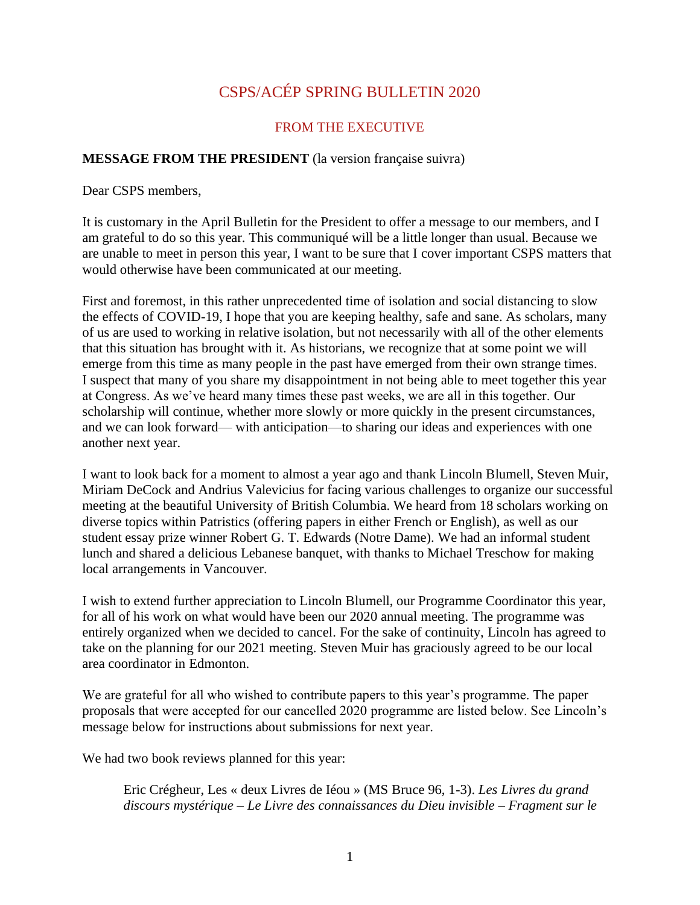# CSPS/ACÉP SPRING BULLETIN 2020

## FROM THE EXECUTIVE

**MESSAGE FROM THE PRESIDENT** (la version française suivra)

Dear CSPS members,

It is customary in the April Bulletin for the President to offer a message to our members, and I am grateful to do so this year. This communiqué will be a little longer than usual. Because we are unable to meet in person this year, I want to be sure that I cover important CSPS matters that would otherwise have been communicated at our meeting.

First and foremost, in this rather unprecedented time of isolation and social distancing to slow the effects of COVID-19, I hope that you are keeping healthy, safe and sane. As scholars, many of us are used to working in relative isolation, but not necessarily with all of the other elements that this situation has brought with it. As historians, we recognize that at some point we will emerge from this time as many people in the past have emerged from their own strange times. I suspect that many of you share my disappointment in not being able to meet together this year at Congress. As we've heard many times these past weeks, we are all in this together. Our scholarship will continue, whether more slowly or more quickly in the present circumstances, and we can look forward— with anticipation—to sharing our ideas and experiences with one another next year.

I want to look back for a moment to almost a year ago and thank Lincoln Blumell, Steven Muir, Miriam DeCock and Andrius Valevicius for facing various challenges to organize our successful meeting at the beautiful University of British Columbia. We heard from 18 scholars working on diverse topics within Patristics (offering papers in either French or English), as well as our student essay prize winner Robert G. T. Edwards (Notre Dame). We had an informal student lunch and shared a delicious Lebanese banquet, with thanks to Michael Treschow for making local arrangements in Vancouver.

I wish to extend further appreciation to Lincoln Blumell, our Programme Coordinator this year, for all of his work on what would have been our 2020 annual meeting. The programme was entirely organized when we decided to cancel. For the sake of continuity, Lincoln has agreed to take on the planning for our 2021 meeting. Steven Muir has graciously agreed to be our local area coordinator in Edmonton.

We are grateful for all who wished to contribute papers to this year's programme. The paper proposals that were accepted for our cancelled 2020 programme are listed below. See Lincoln's message below for instructions about submissions for next year.

We had two book reviews planned for this year:

> Eric Crégheur, Les « deux Livres de Iéou » (MS Bruce 96, 1-3). *Les Livres du grand discours mystérique – Le Livre des connaissances du Dieu invisible – Fragment sur le*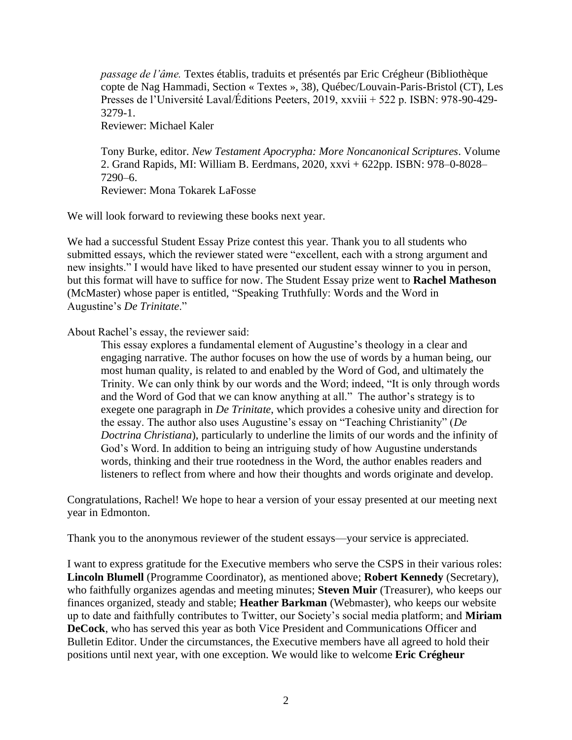*passage de l'âme.* Textes établis, traduits et présentés par Eric Crégheur (Bibliothèque copte de Nag Hammadi, Section « Textes », 38), Québec/Louvain-Paris-Bristol (CT), Les Presses de l'Université Laval/Éditions Peeters, 2019, xxviii + 522 p. ISBN: 978-90-429-3279-1.
Reviewer: Michael Kaler

Tony Burke, editor. *New Testament Apocrypha: More Noncanonical Scriptures*. Volume 2. Grand Rapids, MI: William B. Eerdmans, 2020, xxvi + 622pp. ISBN: 978–0-8028–7290–6.
Reviewer: Mona Tokarek LaFosse

We will look forward to reviewing these books next year.

We had a successful Student Essay Prize contest this year. Thank you to all students who submitted essays, which the reviewer stated were "excellent, each with a strong argument and new insights." I would have liked to have presented our student essay winner to you in person, but this format will have to suffice for now. The Student Essay prize went to **Rachel Matheson** (McMaster) whose paper is entitled, "Speaking Truthfully: Words and the Word in Augustine's *De Trinitate*."

About Rachel's essay, the reviewer said:

> This essay explores a fundamental element of Augustine's theology in a clear and engaging narrative. The author focuses on how the use of words by a human being, our most human quality, is related to and enabled by the Word of God, and ultimately the Trinity. We can only think by our words and the Word; indeed, "It is only through words and the Word of God that we can know anything at all." The author's strategy is to exegete one paragraph in *De Trinitate*, which provides a cohesive unity and direction for the essay. The author also uses Augustine's essay on "Teaching Christianity" (*De Doctrina Christiana*), particularly to underline the limits of our words and the infinity of God's Word. In addition to being an intriguing study of how Augustine understands words, thinking and their true rootedness in the Word, the author enables readers and listeners to reflect from where and how their thoughts and words originate and develop.

Congratulations, Rachel! We hope to hear a version of your essay presented at our meeting next year in Edmonton.

Thank you to the anonymous reviewer of the student essays—your service is appreciated.

I want to express gratitude for the Executive members who serve the CSPS in their various roles: **Lincoln Blumell** (Programme Coordinator), as mentioned above; **Robert Kennedy** (Secretary), who faithfully organizes agendas and meeting minutes; **Steven Muir** (Treasurer), who keeps our finances organized, steady and stable; **Heather Barkman** (Webmaster), who keeps our website up to date and faithfully contributes to Twitter, our Society's social media platform; and **Miriam DeCock**, who has served this year as both Vice President and Communications Officer and Bulletin Editor. Under the circumstances, the Executive members have all agreed to hold their positions until next year, with one exception. We would like to welcome **Eric Crégheur**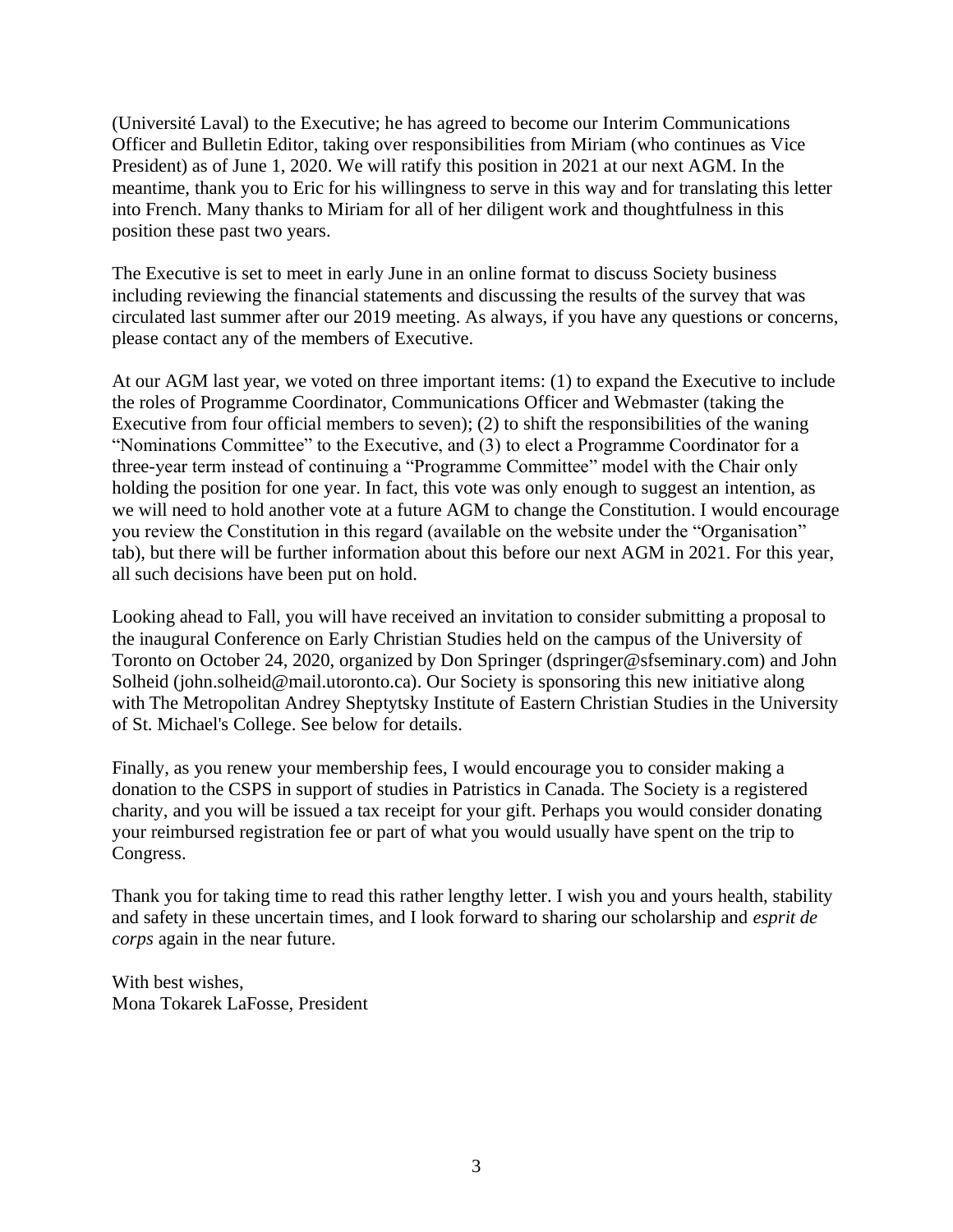(Université Laval) to the Executive; he has agreed to become our Interim Communications Officer and Bulletin Editor, taking over responsibilities from Miriam (who continues as Vice President) as of June 1, 2020. We will ratify this position in 2021 at our next AGM. In the meantime, thank you to Eric for his willingness to serve in this way and for translating this letter into French. Many thanks to Miriam for all of her diligent work and thoughtfulness in this position these past two years.

The Executive is set to meet in early June in an online format to discuss Society business including reviewing the financial statements and discussing the results of the survey that was circulated last summer after our 2019 meeting. As always, if you have any questions or concerns, please contact any of the members of Executive.

At our AGM last year, we voted on three important items: (1) to expand the Executive to include the roles of Programme Coordinator, Communications Officer and Webmaster (taking the Executive from four official members to seven); (2) to shift the responsibilities of the waning "Nominations Committee" to the Executive, and (3) to elect a Programme Coordinator for a three-year term instead of continuing a "Programme Committee" model with the Chair only holding the position for one year. In fact, this vote was only enough to suggest an intention, as we will need to hold another vote at a future AGM to change the Constitution. I would encourage you review the Constitution in this regard (available on the website under the "Organisation" tab), but there will be further information about this before our next AGM in 2021. For this year, all such decisions have been put on hold.

Looking ahead to Fall, you will have received an invitation to consider submitting a proposal to the inaugural Conference on Early Christian Studies held on the campus of the University of Toronto on October 24, 2020, organized by Don Springer (dspringer@sfseminary.com) and John Solheid (john.solheid@mail.utoronto.ca). Our Society is sponsoring this new initiative along with The Metropolitan Andrey Sheptytsky Institute of Eastern Christian Studies in the University of St. Michael's College. See below for details.

Finally, as you renew your membership fees, I would encourage you to consider making a donation to the CSPS in support of studies in Patristics in Canada. The Society is a registered charity, and you will be issued a tax receipt for your gift. Perhaps you would consider donating your reimbursed registration fee or part of what you would usually have spent on the trip to Congress.

Thank you for taking time to read this rather lengthy letter. I wish you and yours health, stability and safety in these uncertain times, and I look forward to sharing our scholarship and *esprit de corps* again in the near future.

With best wishes,
Mona Tokarek LaFosse, President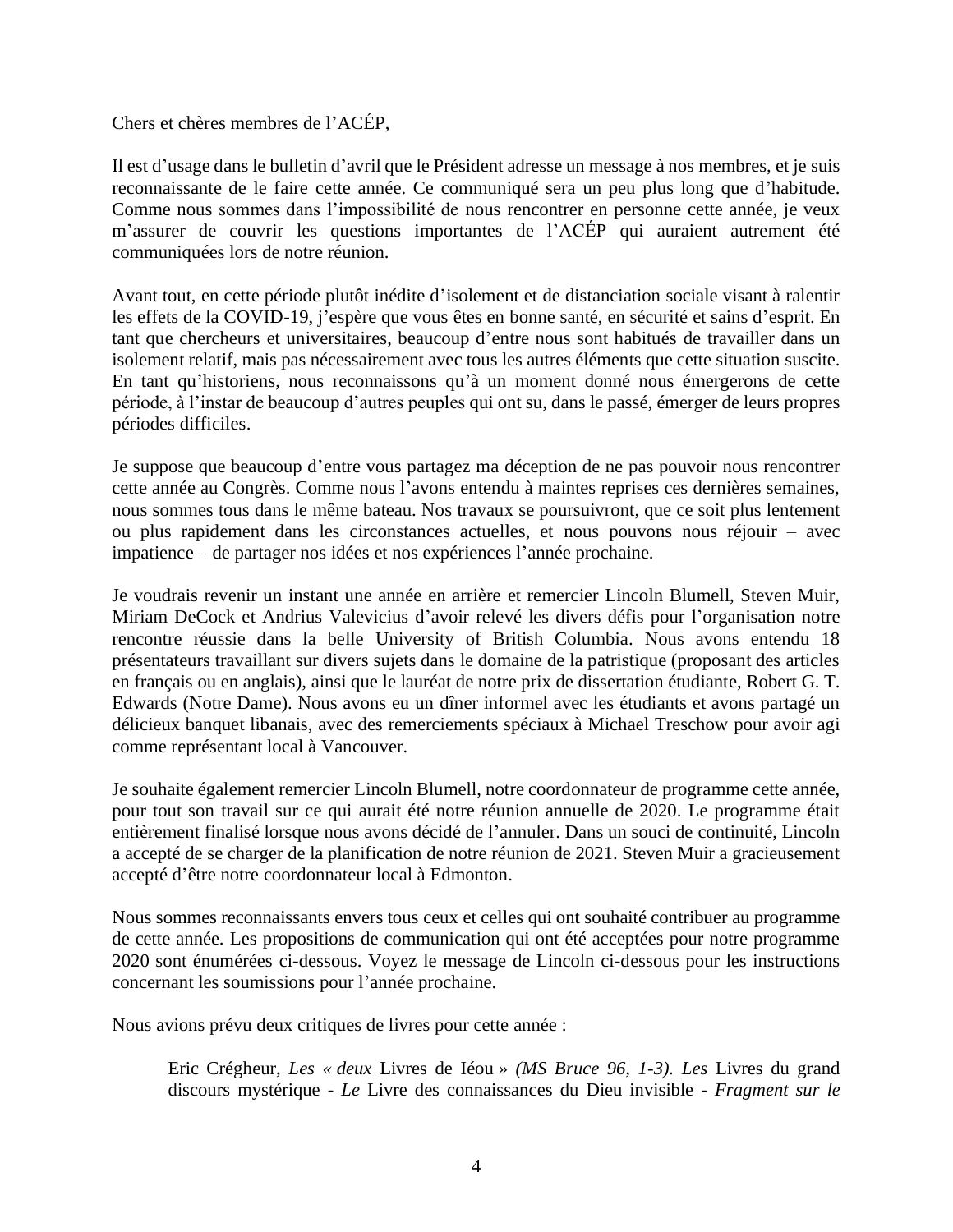Chers et chères membres de l'ACÉP,

Il est d'usage dans le bulletin d'avril que le Président adresse un message à nos membres, et je suis reconnaissante de le faire cette année. Ce communiqué sera un peu plus long que d'habitude. Comme nous sommes dans l'impossibilité de nous rencontrer en personne cette année, je veux m'assurer de couvrir les questions importantes de l'ACÉP qui auraient autrement été communiquées lors de notre réunion.

Avant tout, en cette période plutôt inédite d'isolement et de distanciation sociale visant à ralentir les effets de la COVID-19, j'espère que vous êtes en bonne santé, en sécurité et sains d'esprit. En tant que chercheurs et universitaires, beaucoup d'entre nous sont habitués de travailler dans un isolement relatif, mais pas nécessairement avec tous les autres éléments que cette situation suscite. En tant qu'historiens, nous reconnaissons qu'à un moment donné nous émergerons de cette période, à l'instar de beaucoup d'autres peuples qui ont su, dans le passé, émerger de leurs propres périodes difficiles.

Je suppose que beaucoup d'entre vous partagez ma déception de ne pas pouvoir nous rencontrer cette année au Congrès. Comme nous l'avons entendu à maintes reprises ces dernières semaines, nous sommes tous dans le même bateau. Nos travaux se poursuivront, que ce soit plus lentement ou plus rapidement dans les circonstances actuelles, et nous pouvons nous réjouir – avec impatience – de partager nos idées et nos expériences l'année prochaine.

Je voudrais revenir un instant une année en arrière et remercier Lincoln Blumell, Steven Muir, Miriam DeCock et Andrius Valevicius d'avoir relevé les divers défis pour l'organisation notre rencontre réussie dans la belle University of British Columbia. Nous avons entendu 18 présentateurs travaillant sur divers sujets dans le domaine de la patristique (proposant des articles en français ou en anglais), ainsi que le lauréat de notre prix de dissertation étudiante, Robert G. T. Edwards (Notre Dame). Nous avons eu un dîner informel avec les étudiants et avons partagé un délicieux banquet libanais, avec des remerciements spéciaux à Michael Treschow pour avoir agi comme représentant local à Vancouver.

Je souhaite également remercier Lincoln Blumell, notre coordonnateur de programme cette année, pour tout son travail sur ce qui aurait été notre réunion annuelle de 2020. Le programme était entièrement finalisé lorsque nous avons décidé de l'annuler. Dans un souci de continuité, Lincoln a accepté de se charger de la planification de notre réunion de 2021. Steven Muir a gracieusement accepté d'être notre coordonnateur local à Edmonton.

Nous sommes reconnaissants envers tous ceux et celles qui ont souhaité contribuer au programme de cette année. Les propositions de communication qui ont été acceptées pour notre programme 2020 sont énumérées ci-dessous. Voyez le message de Lincoln ci-dessous pour les instructions concernant les soumissions pour l'année prochaine.

Nous avions prévu deux critiques de livres pour cette année :

> Eric Crégheur, *Les « deux* Livres de Iéou *» (MS Bruce 96, 1-3). Les* Livres du grand discours mystérique - *Le* Livre des connaissances du Dieu invisible - *Fragment sur le*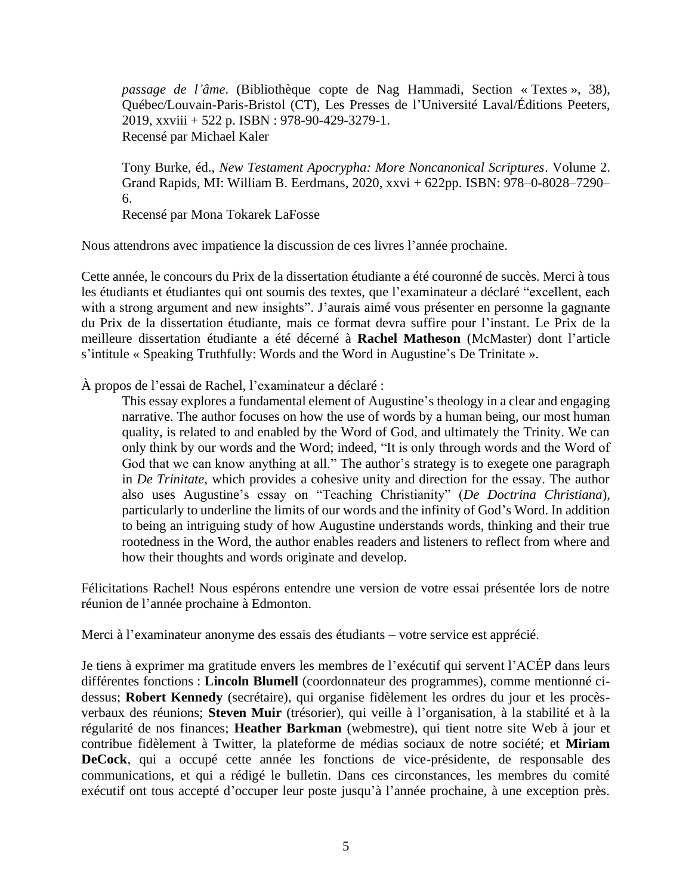*passage de l'âme*. (Bibliothèque copte de Nag Hammadi, Section « Textes », 38), Québec/Louvain-Paris-Bristol (CT), Les Presses de l'Université Laval/Éditions Peeters, 2019, xxviii + 522 p. ISBN : 978-90-429-3279-1.
Recensé par Michael Kaler

Tony Burke, éd., *New Testament Apocrypha: More Noncanonical Scriptures*. Volume 2. Grand Rapids, MI: William B. Eerdmans, 2020, xxvi + 622pp. ISBN: 978–0-8028–7290–6.
Recensé par Mona Tokarek LaFosse

Nous attendrons avec impatience la discussion de ces livres l'année prochaine.

Cette année, le concours du Prix de la dissertation étudiante a été couronné de succès. Merci à tous les étudiants et étudiantes qui ont soumis des textes, que l'examinateur a déclaré "excellent, each with a strong argument and new insights". J'aurais aimé vous présenter en personne la gagnante du Prix de la dissertation étudiante, mais ce format devra suffire pour l'instant. Le Prix de la meilleure dissertation étudiante a été décerné à **Rachel Matheson** (McMaster) dont l'article s'intitule « Speaking Truthfully: Words and the Word in Augustine's De Trinitate ».

À propos de l'essai de Rachel, l'examinateur a déclaré :

> This essay explores a fundamental element of Augustine's theology in a clear and engaging narrative. The author focuses on how the use of words by a human being, our most human quality, is related to and enabled by the Word of God, and ultimately the Trinity. We can only think by our words and the Word; indeed, "It is only through words and the Word of God that we can know anything at all." The author's strategy is to exegete one paragraph in *De Trinitate*, which provides a cohesive unity and direction for the essay. The author also uses Augustine's essay on "Teaching Christianity" (*De Doctrina Christiana*), particularly to underline the limits of our words and the infinity of God's Word. In addition to being an intriguing study of how Augustine understands words, thinking and their true rootedness in the Word, the author enables readers and listeners to reflect from where and how their thoughts and words originate and develop.

Félicitations Rachel! Nous espérons entendre une version de votre essai présentée lors de notre réunion de l'année prochaine à Edmonton.

Merci à l'examinateur anonyme des essais des étudiants – votre service est apprécié.

Je tiens à exprimer ma gratitude envers les membres de l'exécutif qui servent l'ACÉP dans leurs différentes fonctions : **Lincoln Blumell** (coordonnateur des programmes), comme mentionné ci-dessus; **Robert Kennedy** (secrétaire), qui organise fidèlement les ordres du jour et les procès-verbaux des réunions; **Steven Muir** (trésorier), qui veille à l'organisation, à la stabilité et à la régularité de nos finances; **Heather Barkman** (webmestre), qui tient notre site Web à jour et contribue fidèlement à Twitter, la plateforme de médias sociaux de notre société; et **Miriam DeCock**, qui a occupé cette année les fonctions de vice-présidente, de responsable des communications, et qui a rédigé le bulletin. Dans ces circonstances, les membres du comité exécutif ont tous accepté d'occuper leur poste jusqu'à l'année prochaine, à une exception près.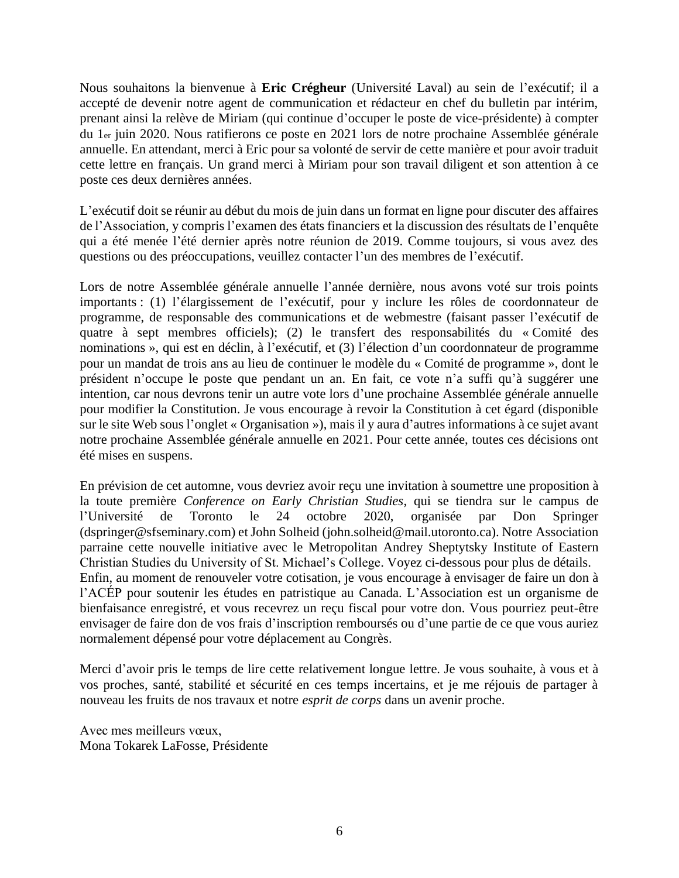Nous souhaitons la bienvenue à **Eric Crégheur** (Université Laval) au sein de l'exécutif; il a accepté de devenir notre agent de communication et rédacteur en chef du bulletin par intérim, prenant ainsi la relève de Miriam (qui continue d'occuper le poste de vice-présidente) à compter du 1er juin 2020. Nous ratifierons ce poste en 2021 lors de notre prochaine Assemblée générale annuelle. En attendant, merci à Eric pour sa volonté de servir de cette manière et pour avoir traduit cette lettre en français. Un grand merci à Miriam pour son travail diligent et son attention à ce poste ces deux dernières années.

L'exécutif doit se réunir au début du mois de juin dans un format en ligne pour discuter des affaires de l'Association, y compris l'examen des états financiers et la discussion des résultats de l'enquête qui a été menée l'été dernier après notre réunion de 2019. Comme toujours, si vous avez des questions ou des préoccupations, veuillez contacter l'un des membres de l'exécutif.

Lors de notre Assemblée générale annuelle l'année dernière, nous avons voté sur trois points importants : (1) l'élargissement de l'exécutif, pour y inclure les rôles de coordonnateur de programme, de responsable des communications et de webmestre (faisant passer l'exécutif de quatre à sept membres officiels); (2) le transfert des responsabilités du « Comité des nominations », qui est en déclin, à l'exécutif, et (3) l'élection d'un coordonnateur de programme pour un mandat de trois ans au lieu de continuer le modèle du « Comité de programme », dont le président n'occupe le poste que pendant un an. En fait, ce vote n'a suffi qu'à suggérer une intention, car nous devrons tenir un autre vote lors d'une prochaine Assemblée générale annuelle pour modifier la Constitution. Je vous encourage à revoir la Constitution à cet égard (disponible sur le site Web sous l'onglet « Organisation »), mais il y aura d'autres informations à ce sujet avant notre prochaine Assemblée générale annuelle en 2021. Pour cette année, toutes ces décisions ont été mises en suspens.

En prévision de cet automne, vous devriez avoir reçu une invitation à soumettre une proposition à la toute première *Conference on Early Christian Studies*, qui se tiendra sur le campus de l'Université de Toronto le 24 octobre 2020, organisée par Don Springer (dspringer@sfseminary.com) et John Solheid (john.solheid@mail.utoronto.ca). Notre Association parraine cette nouvelle initiative avec le Metropolitan Andrey Sheptytsky Institute of Eastern Christian Studies du University of St. Michael's College. Voyez ci-dessous pour plus de détails.
Enfin, au moment de renouveler votre cotisation, je vous encourage à envisager de faire un don à l'ACÉP pour soutenir les études en patristique au Canada. L'Association est un organisme de bienfaisance enregistré, et vous recevrez un reçu fiscal pour votre don. Vous pourriez peut-être envisager de faire don de vos frais d'inscription remboursés ou d'une partie de ce que vous auriez normalement dépensé pour votre déplacement au Congrès.

Merci d'avoir pris le temps de lire cette relativement longue lettre. Je vous souhaite, à vous et à vos proches, santé, stabilité et sécurité en ces temps incertains, et je me réjouis de partager à nouveau les fruits de nos travaux et notre *esprit de corps* dans un avenir proche.

Avec mes meilleurs vœux,
Mona Tokarek LaFosse, Présidente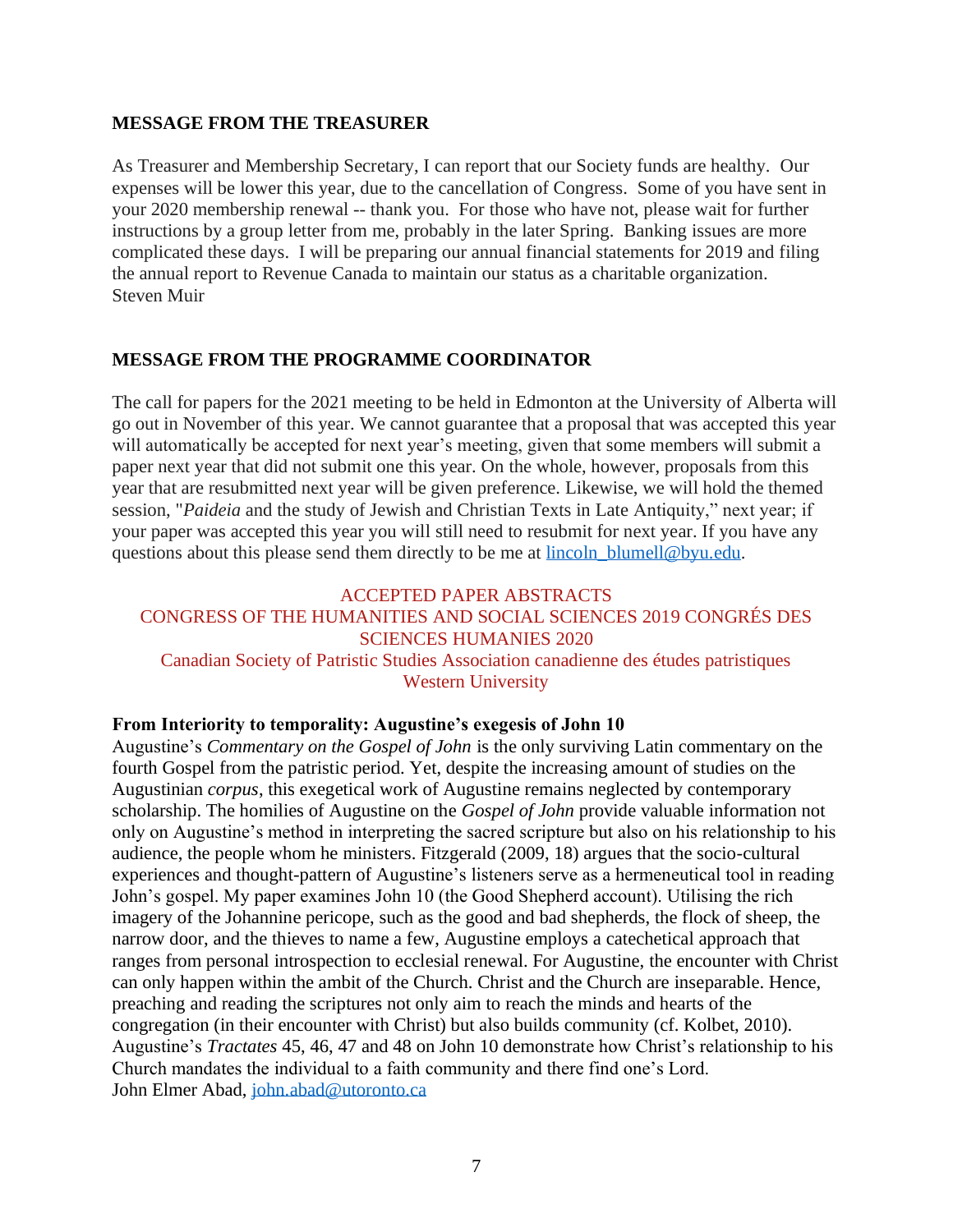**MESSAGE FROM THE TREASURER**

As Treasurer and Membership Secretary, I can report that our Society funds are healthy. Our expenses will be lower this year, due to the cancellation of Congress. Some of you have sent in your 2020 membership renewal -- thank you. For those who have not, please wait for further instructions by a group letter from me, probably in the later Spring. Banking issues are more complicated these days. I will be preparing our annual financial statements for 2019 and filing the annual report to Revenue Canada to maintain our status as a charitable organization.
Steven Muir

**MESSAGE FROM THE PROGRAMME COORDINATOR**

The call for papers for the 2021 meeting to be held in Edmonton at the University of Alberta will go out in November of this year. We cannot guarantee that a proposal that was accepted this year will automatically be accepted for next year's meeting, given that some members will submit a paper next year that did not submit one this year. On the whole, however, proposals from this year that are resubmitted next year will be given preference. Likewise, we will hold the themed session, "*Paideia* and the study of Jewish and Christian Texts in Late Antiquity," next year; if your paper was accepted this year you will still need to resubmit for next year. If you have any questions about this please send them directly to be me at lincoln_blumell@byu.edu.

ACCEPTED PAPER ABSTRACTS
CONGRESS OF THE HUMANITIES AND SOCIAL SCIENCES 2019 CONGRÉS DES SCIENCES HUMANIES 2020
Canadian Society of Patristic Studies Association canadienne des études patristiques
Western University

**From Interiority to temporality: Augustine's exegesis of John 10**
Augustine's *Commentary on the Gospel of John* is the only surviving Latin commentary on the fourth Gospel from the patristic period. Yet, despite the increasing amount of studies on the Augustinian *corpus*, this exegetical work of Augustine remains neglected by contemporary scholarship. The homilies of Augustine on the *Gospel of John* provide valuable information not only on Augustine's method in interpreting the sacred scripture but also on his relationship to his audience, the people whom he ministers. Fitzgerald (2009, 18) argues that the socio-cultural experiences and thought-pattern of Augustine's listeners serve as a hermeneutical tool in reading John's gospel. My paper examines John 10 (the Good Shepherd account). Utilising the rich imagery of the Johannine pericope, such as the good and bad shepherds, the flock of sheep, the narrow door, and the thieves to name a few, Augustine employs a catechetical approach that ranges from personal introspection to ecclesial renewal. For Augustine, the encounter with Christ can only happen within the ambit of the Church. Christ and the Church are inseparable. Hence, preaching and reading the scriptures not only aim to reach the minds and hearts of the congregation (in their encounter with Christ) but also builds community (cf. Kolbet, 2010). Augustine's *Tractates* 45, 46, 47 and 48 on John 10 demonstrate how Christ's relationship to his Church mandates the individual to a faith community and there find one's Lord.
John Elmer Abad, john.abad@utoronto.ca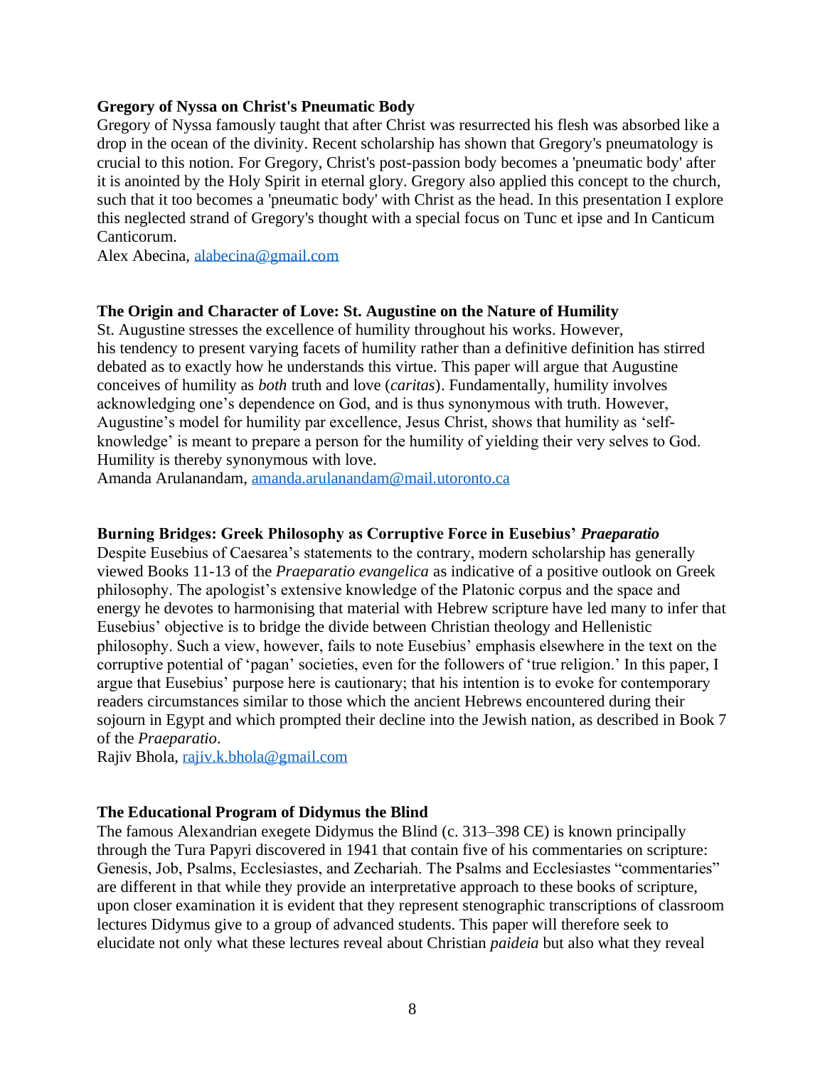**Gregory of Nyssa on Christ's Pneumatic Body**

Gregory of Nyssa famously taught that after Christ was resurrected his flesh was absorbed like a drop in the ocean of the divinity. Recent scholarship has shown that Gregory's pneumatology is crucial to this notion. For Gregory, Christ's post-passion body becomes a 'pneumatic body' after it is anointed by the Holy Spirit in eternal glory. Gregory also applied this concept to the church, such that it too becomes a 'pneumatic body' with Christ as the head. In this presentation I explore this neglected strand of Gregory's thought with a special focus on Tunc et ipse and In Canticum Canticorum.
Alex Abecina, alabecina@gmail.com

**The Origin and Character of Love: St. Augustine on the Nature of Humility**

St. Augustine stresses the excellence of humility throughout his works. However, his tendency to present varying facets of humility rather than a definitive definition has stirred debated as to exactly how he understands this virtue. This paper will argue that Augustine conceives of humility as *both* truth and love (*caritas*). Fundamentally, humility involves acknowledging one's dependence on God, and is thus synonymous with truth. However, Augustine's model for humility par excellence, Jesus Christ, shows that humility as 'self-knowledge' is meant to prepare a person for the humility of yielding their very selves to God. Humility is thereby synonymous with love.
Amanda Arulanandam, amanda.arulanandam@mail.utoronto.ca

**Burning Bridges: Greek Philosophy as Corruptive Force in Eusebius' *Praeparatio***

Despite Eusebius of Caesarea's statements to the contrary, modern scholarship has generally viewed Books 11-13 of the *Praeparatio evangelica* as indicative of a positive outlook on Greek philosophy. The apologist's extensive knowledge of the Platonic corpus and the space and energy he devotes to harmonising that material with Hebrew scripture have led many to infer that Eusebius' objective is to bridge the divide between Christian theology and Hellenistic philosophy. Such a view, however, fails to note Eusebius' emphasis elsewhere in the text on the corruptive potential of 'pagan' societies, even for the followers of 'true religion.' In this paper, I argue that Eusebius' purpose here is cautionary; that his intention is to evoke for contemporary readers circumstances similar to those which the ancient Hebrews encountered during their sojourn in Egypt and which prompted their decline into the Jewish nation, as described in Book 7 of the *Praeparatio*.
Rajiv Bhola, rajiv.k.bhola@gmail.com

**The Educational Program of Didymus the Blind**

The famous Alexandrian exegete Didymus the Blind (c. 313–398 CE) is known principally through the Tura Papyri discovered in 1941 that contain five of his commentaries on scripture: Genesis, Job, Psalms, Ecclesiastes, and Zechariah. The Psalms and Ecclesiastes "commentaries" are different in that while they provide an interpretative approach to these books of scripture, upon closer examination it is evident that they represent stenographic transcriptions of classroom lectures Didymus give to a group of advanced students. This paper will therefore seek to elucidate not only what these lectures reveal about Christian *paideia* but also what they reveal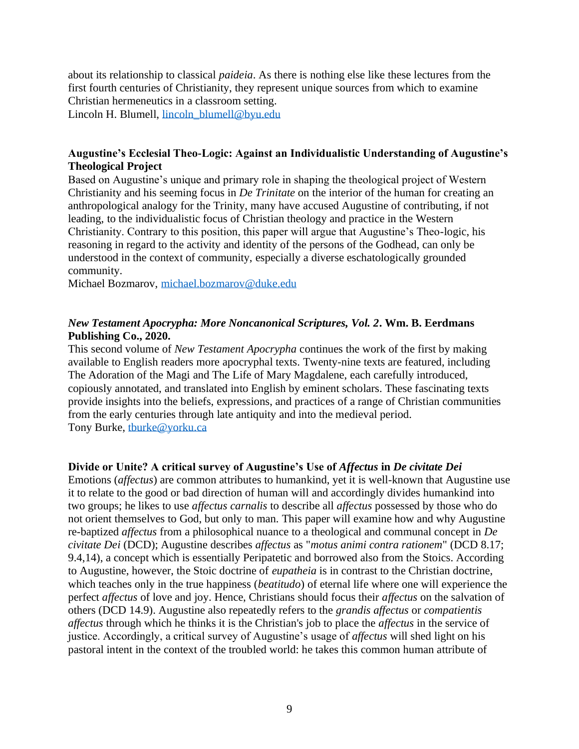about its relationship to classical *paideia*. As there is nothing else like these lectures from the first fourth centuries of Christianity, they represent unique sources from which to examine Christian hermeneutics in a classroom setting.
Lincoln H. Blumell, lincoln_blumell@byu.edu

**Augustine's Ecclesial Theo-Logic: Against an Individualistic Understanding of Augustine's Theological Project**
Based on Augustine's unique and primary role in shaping the theological project of Western Christianity and his seeming focus in *De Trinitate* on the interior of the human for creating an anthropological analogy for the Trinity, many have accused Augustine of contributing, if not leading, to the individualistic focus of Christian theology and practice in the Western Christianity. Contrary to this position, this paper will argue that Augustine's Theo-logic, his reasoning in regard to the activity and identity of the persons of the Godhead, can only be understood in the context of community, especially a diverse eschatologically grounded community.
Michael Bozmarov, michael.bozmarov@duke.edu

***New Testament Apocrypha: More Noncanonical Scriptures, Vol. 2*. Wm. B. Eerdmans Publishing Co., 2020.**
This second volume of *New Testament Apocrypha* continues the work of the first by making available to English readers more apocryphal texts. Twenty-nine texts are featured, including The Adoration of the Magi and The Life of Mary Magdalene, each carefully introduced, copiously annotated, and translated into English by eminent scholars. These fascinating texts provide insights into the beliefs, expressions, and practices of a range of Christian communities from the early centuries through late antiquity and into the medieval period.
Tony Burke, tburke@yorku.ca

**Divide or Unite? A critical survey of Augustine's Use of *Affectus* in *De civitate Dei***
Emotions (*affectus*) are common attributes to humankind, yet it is well-known that Augustine use it to relate to the good or bad direction of human will and accordingly divides humankind into two groups; he likes to use *affectus carnalis* to describe all *affectus* possessed by those who do not orient themselves to God, but only to man. This paper will examine how and why Augustine re-baptized *affectus* from a philosophical nuance to a theological and communal concept in *De civitate Dei* (DCD); Augustine describes *affectus* as "*motus animi contra rationem*" (DCD 8.17; 9.4,14), a concept which is essentially Peripatetic and borrowed also from the Stoics. According to Augustine, however, the Stoic doctrine of *eupatheia* is in contrast to the Christian doctrine, which teaches only in the true happiness (*beatitudo*) of eternal life where one will experience the perfect *affectus* of love and joy. Hence, Christians should focus their *affectus* on the salvation of others (DCD 14.9). Augustine also repeatedly refers to the *grandis affectus* or *compatientis affectus* through which he thinks it is the Christian's job to place the *affectus* in the service of justice. Accordingly, a critical survey of Augustine's usage of *affectus* will shed light on his pastoral intent in the context of the troubled world: he takes this common human attribute of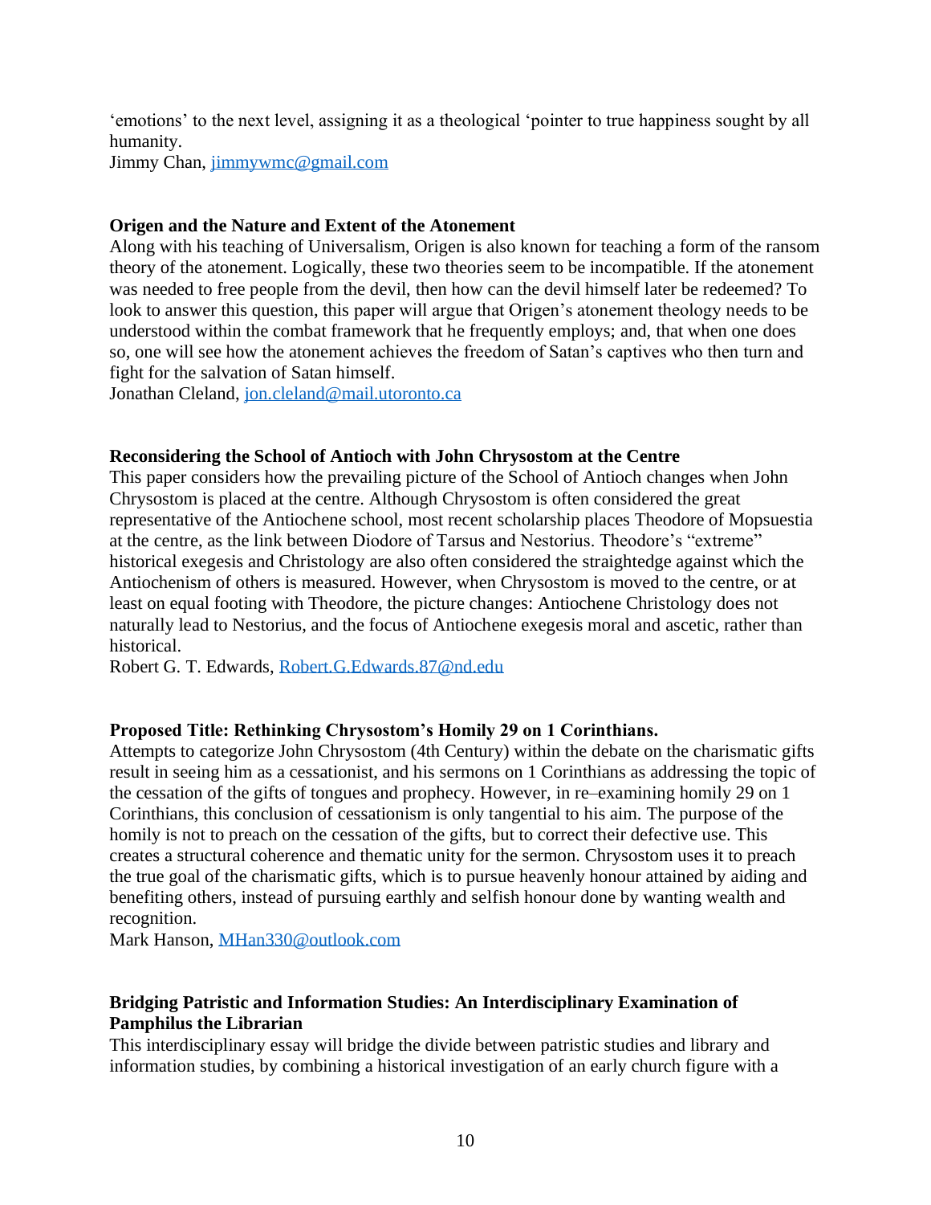'emotions' to the next level, assigning it as a theological 'pointer to true happiness sought by all humanity.
Jimmy Chan, jimmywmc@gmail.com

**Origen and the Nature and Extent of the Atonement**
Along with his teaching of Universalism, Origen is also known for teaching a form of the ransom theory of the atonement. Logically, these two theories seem to be incompatible. If the atonement was needed to free people from the devil, then how can the devil himself later be redeemed? To look to answer this question, this paper will argue that Origen's atonement theology needs to be understood within the combat framework that he frequently employs; and, that when one does so, one will see how the atonement achieves the freedom of Satan's captives who then turn and fight for the salvation of Satan himself.
Jonathan Cleland, jon.cleland@mail.utoronto.ca

**Reconsidering the School of Antioch with John Chrysostom at the Centre**
This paper considers how the prevailing picture of the School of Antioch changes when John Chrysostom is placed at the centre. Although Chrysostom is often considered the great representative of the Antiochene school, most recent scholarship places Theodore of Mopsuestia at the centre, as the link between Diodore of Tarsus and Nestorius. Theodore's "extreme" historical exegesis and Christology are also often considered the straightedge against which the Antiochenism of others is measured. However, when Chrysostom is moved to the centre, or at least on equal footing with Theodore, the picture changes: Antiochene Christology does not naturally lead to Nestorius, and the focus of Antiochene exegesis moral and ascetic, rather than historical.
Robert G. T. Edwards, Robert.G.Edwards.87@nd.edu

**Proposed Title: Rethinking Chrysostom's Homily 29 on 1 Corinthians.**
Attempts to categorize John Chrysostom (4th Century) within the debate on the charismatic gifts result in seeing him as a cessationist, and his sermons on 1 Corinthians as addressing the topic of the cessation of the gifts of tongues and prophecy. However, in re–examining homily 29 on 1 Corinthians, this conclusion of cessationism is only tangential to his aim. The purpose of the homily is not to preach on the cessation of the gifts, but to correct their defective use. This creates a structural coherence and thematic unity for the sermon. Chrysostom uses it to preach the true goal of the charismatic gifts, which is to pursue heavenly honour attained by aiding and benefiting others, instead of pursuing earthly and selfish honour done by wanting wealth and recognition.
Mark Hanson, MHan330@outlook.com

**Bridging Patristic and Information Studies: An Interdisciplinary Examination of Pamphilus the Librarian**
This interdisciplinary essay will bridge the divide between patristic studies and library and information studies, by combining a historical investigation of an early church figure with a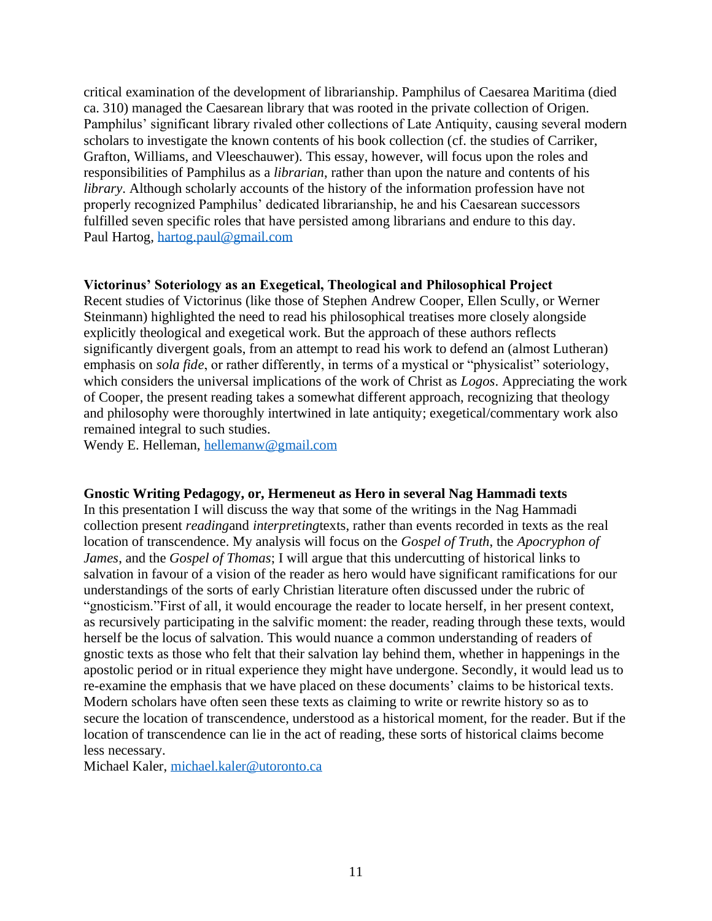critical examination of the development of librarianship. Pamphilus of Caesarea Maritima (died ca. 310) managed the Caesarean library that was rooted in the private collection of Origen. Pamphilus' significant library rivaled other collections of Late Antiquity, causing several modern scholars to investigate the known contents of his book collection (cf. the studies of Carriker, Grafton, Williams, and Vleeschauwer). This essay, however, will focus upon the roles and responsibilities of Pamphilus as a *librarian*, rather than upon the nature and contents of his *library*. Although scholarly accounts of the history of the information profession have not properly recognized Pamphilus' dedicated librarianship, he and his Caesarean successors fulfilled seven specific roles that have persisted among librarians and endure to this day.
Paul Hartog, hartog.paul@gmail.com

**Victorinus' Soteriology as an Exegetical, Theological and Philosophical Project**
Recent studies of Victorinus (like those of Stephen Andrew Cooper, Ellen Scully, or Werner Steinmann) highlighted the need to read his philosophical treatises more closely alongside explicitly theological and exegetical work. But the approach of these authors reflects significantly divergent goals, from an attempt to read his work to defend an (almost Lutheran) emphasis on *sola fide*, or rather differently, in terms of a mystical or "physicalist" soteriology, which considers the universal implications of the work of Christ as *Logos*. Appreciating the work of Cooper, the present reading takes a somewhat different approach, recognizing that theology and philosophy were thoroughly intertwined in late antiquity; exegetical/commentary work also remained integral to such studies.
Wendy E. Helleman, hellemanw@gmail.com

**Gnostic Writing Pedagogy, or, Hermeneut as Hero in several Nag Hammadi texts**
In this presentation I will discuss the way that some of the writings in the Nag Hammadi collection present *reading*and *interpreting*texts, rather than events recorded in texts as the real location of transcendence. My analysis will focus on the *Gospel of Truth*, the *Apocryphon of James*, and the *Gospel of Thomas*; I will argue that this undercutting of historical links to salvation in favour of a vision of the reader as hero would have significant ramifications for our understandings of the sorts of early Christian literature often discussed under the rubric of "gnosticism."First of all, it would encourage the reader to locate herself, in her present context, as recursively participating in the salvific moment: the reader, reading through these texts, would herself be the locus of salvation. This would nuance a common understanding of readers of gnostic texts as those who felt that their salvation lay behind them, whether in happenings in the apostolic period or in ritual experience they might have undergone. Secondly, it would lead us to re-examine the emphasis that we have placed on these documents' claims to be historical texts. Modern scholars have often seen these texts as claiming to write or rewrite history so as to secure the location of transcendence, understood as a historical moment, for the reader. But if the location of transcendence can lie in the act of reading, these sorts of historical claims become less necessary.
Michael Kaler, michael.kaler@utoronto.ca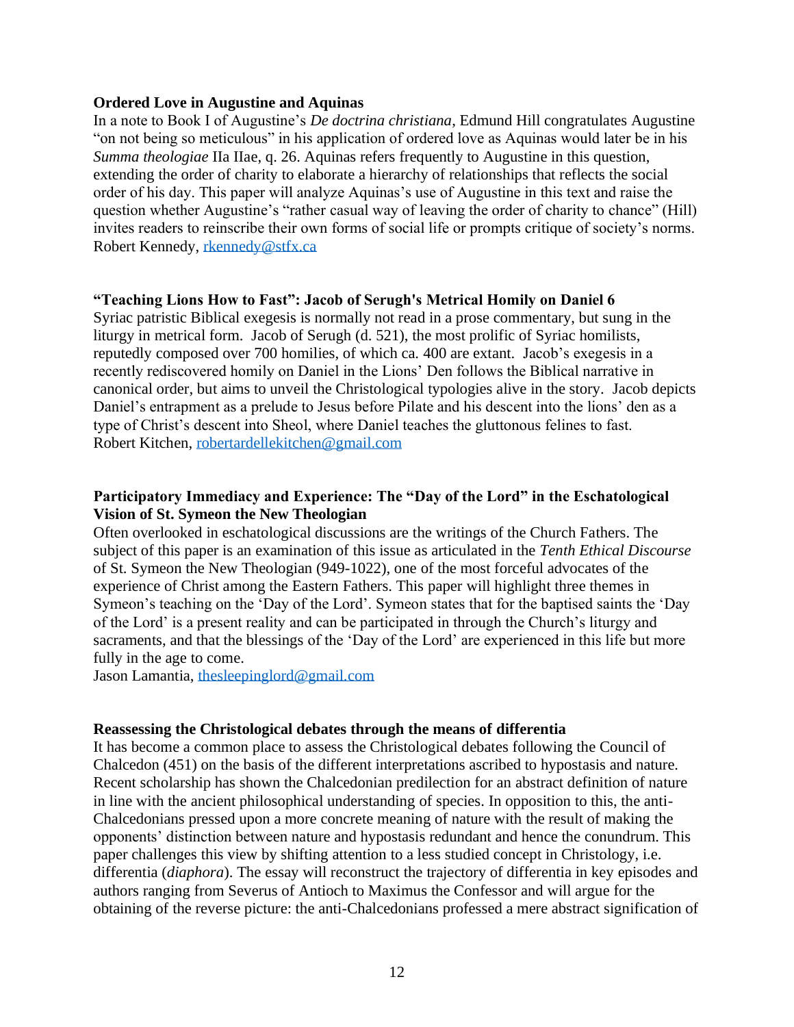**Ordered Love in Augustine and Aquinas**

In a note to Book I of Augustine's *De doctrina christiana*, Edmund Hill congratulates Augustine "on not being so meticulous" in his application of ordered love as Aquinas would later be in his *Summa theologiae* IIa IIae, q. 26. Aquinas refers frequently to Augustine in this question, extending the order of charity to elaborate a hierarchy of relationships that reflects the social order of his day. This paper will analyze Aquinas's use of Augustine in this text and raise the question whether Augustine's "rather casual way of leaving the order of charity to chance" (Hill) invites readers to reinscribe their own forms of social life or prompts critique of society's norms.
Robert Kennedy, rkennedy@stfx.ca

**"Teaching Lions How to Fast": Jacob of Serugh's Metrical Homily on Daniel 6**

Syriac patristic Biblical exegesis is normally not read in a prose commentary, but sung in the liturgy in metrical form. Jacob of Serugh (d. 521), the most prolific of Syriac homilists, reputedly composed over 700 homilies, of which ca. 400 are extant. Jacob's exegesis in a recently rediscovered homily on Daniel in the Lions' Den follows the Biblical narrative in canonical order, but aims to unveil the Christological typologies alive in the story. Jacob depicts Daniel's entrapment as a prelude to Jesus before Pilate and his descent into the lions' den as a type of Christ's descent into Sheol, where Daniel teaches the gluttonous felines to fast.
Robert Kitchen, robertardellekitchen@gmail.com

**Participatory Immediacy and Experience: The "Day of the Lord" in the Eschatological Vision of St. Symeon the New Theologian**

Often overlooked in eschatological discussions are the writings of the Church Fathers. The subject of this paper is an examination of this issue as articulated in the *Tenth Ethical Discourse* of St. Symeon the New Theologian (949-1022), one of the most forceful advocates of the experience of Christ among the Eastern Fathers. This paper will highlight three themes in Symeon's teaching on the 'Day of the Lord'. Symeon states that for the baptised saints the 'Day of the Lord' is a present reality and can be participated in through the Church's liturgy and sacraments, and that the blessings of the 'Day of the Lord' are experienced in this life but more fully in the age to come.
Jason Lamantia, thesleepinglord@gmail.com

**Reassessing the Christological debates through the means of differentia**

It has become a common place to assess the Christological debates following the Council of Chalcedon (451) on the basis of the different interpretations ascribed to hypostasis and nature. Recent scholarship has shown the Chalcedonian predilection for an abstract definition of nature in line with the ancient philosophical understanding of species. In opposition to this, the anti-Chalcedonians pressed upon a more concrete meaning of nature with the result of making the opponents' distinction between nature and hypostasis redundant and hence the conundrum. This paper challenges this view by shifting attention to a less studied concept in Christology, i.e. differentia (*diaphora*). The essay will reconstruct the trajectory of differentia in key episodes and authors ranging from Severus of Antioch to Maximus the Confessor and will argue for the obtaining of the reverse picture: the anti-Chalcedonians professed a mere abstract signification of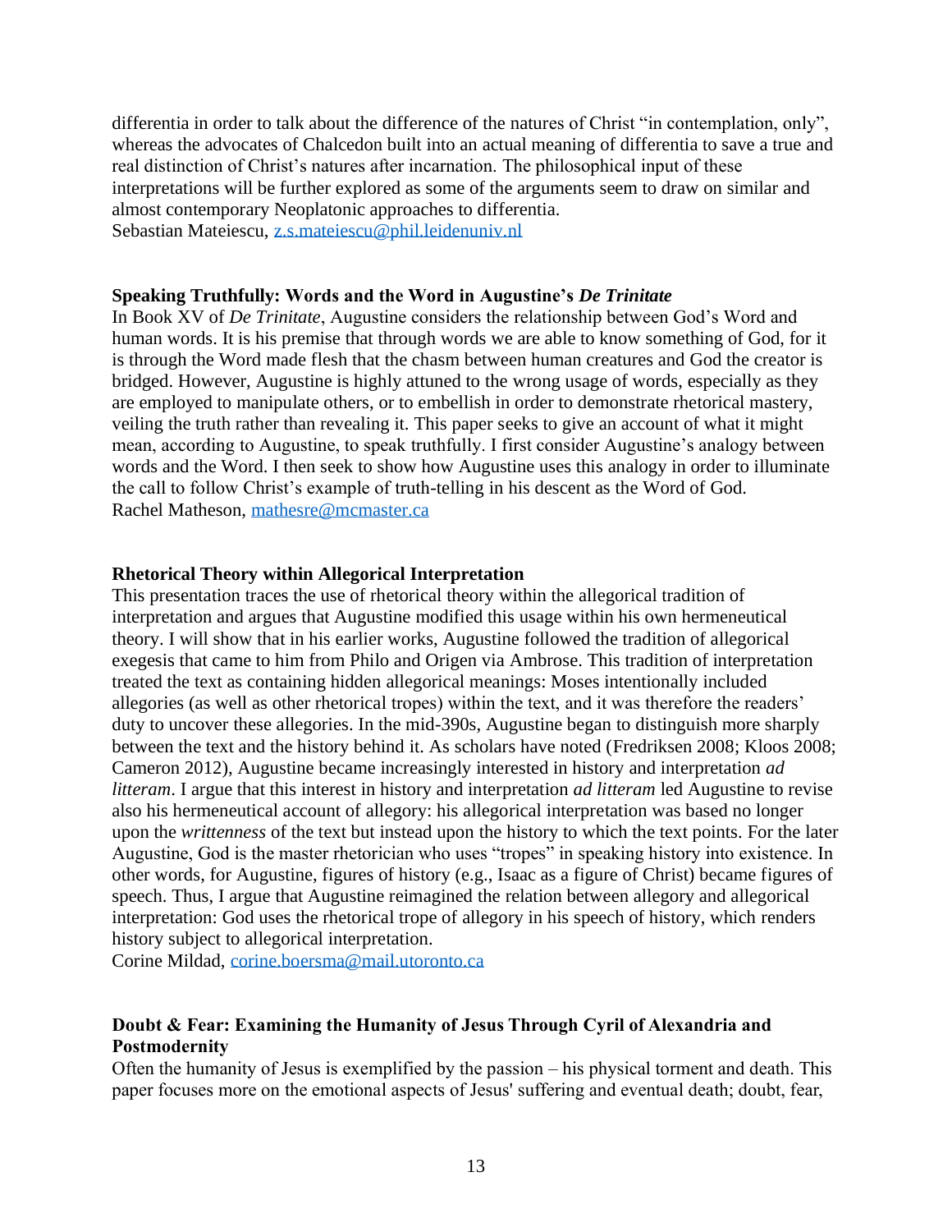differentia in order to talk about the difference of the natures of Christ "in contemplation, only", whereas the advocates of Chalcedon built into an actual meaning of differentia to save a true and real distinction of Christ's natures after incarnation. The philosophical input of these interpretations will be further explored as some of the arguments seem to draw on similar and almost contemporary Neoplatonic approaches to differentia.
Sebastian Mateiescu, z.s.mateiescu@phil.leidenuniv.nl

**Speaking Truthfully: Words and the Word in Augustine's *De Trinitate***

In Book XV of *De Trinitate*, Augustine considers the relationship between God's Word and human words. It is his premise that through words we are able to know something of God, for it is through the Word made flesh that the chasm between human creatures and God the creator is bridged. However, Augustine is highly attuned to the wrong usage of words, especially as they are employed to manipulate others, or to embellish in order to demonstrate rhetorical mastery, veiling the truth rather than revealing it. This paper seeks to give an account of what it might mean, according to Augustine, to speak truthfully. I first consider Augustine's analogy between words and the Word. I then seek to show how Augustine uses this analogy in order to illuminate the call to follow Christ's example of truth-telling in his descent as the Word of God.
Rachel Matheson, mathesre@mcmaster.ca

**Rhetorical Theory within Allegorical Interpretation**

This presentation traces the use of rhetorical theory within the allegorical tradition of interpretation and argues that Augustine modified this usage within his own hermeneutical theory. I will show that in his earlier works, Augustine followed the tradition of allegorical exegesis that came to him from Philo and Origen via Ambrose. This tradition of interpretation treated the text as containing hidden allegorical meanings: Moses intentionally included allegories (as well as other rhetorical tropes) within the text, and it was therefore the readers' duty to uncover these allegories. In the mid-390s, Augustine began to distinguish more sharply between the text and the history behind it. As scholars have noted (Fredriksen 2008; Kloos 2008; Cameron 2012), Augustine became increasingly interested in history and interpretation *ad litteram*. I argue that this interest in history and interpretation *ad litteram* led Augustine to revise also his hermeneutical account of allegory: his allegorical interpretation was based no longer upon the *writtenness* of the text but instead upon the history to which the text points. For the later Augustine, God is the master rhetorician who uses "tropes" in speaking history into existence. In other words, for Augustine, figures of history (e.g., Isaac as a figure of Christ) became figures of speech. Thus, I argue that Augustine reimagined the relation between allegory and allegorical interpretation: God uses the rhetorical trope of allegory in his speech of history, which renders history subject to allegorical interpretation.
Corine Mildad, corine.boersma@mail.utoronto.ca

**Doubt & Fear: Examining the Humanity of Jesus Through Cyril of Alexandria and Postmodernity**

Often the humanity of Jesus is exemplified by the passion – his physical torment and death. This paper focuses more on the emotional aspects of Jesus' suffering and eventual death; doubt, fear,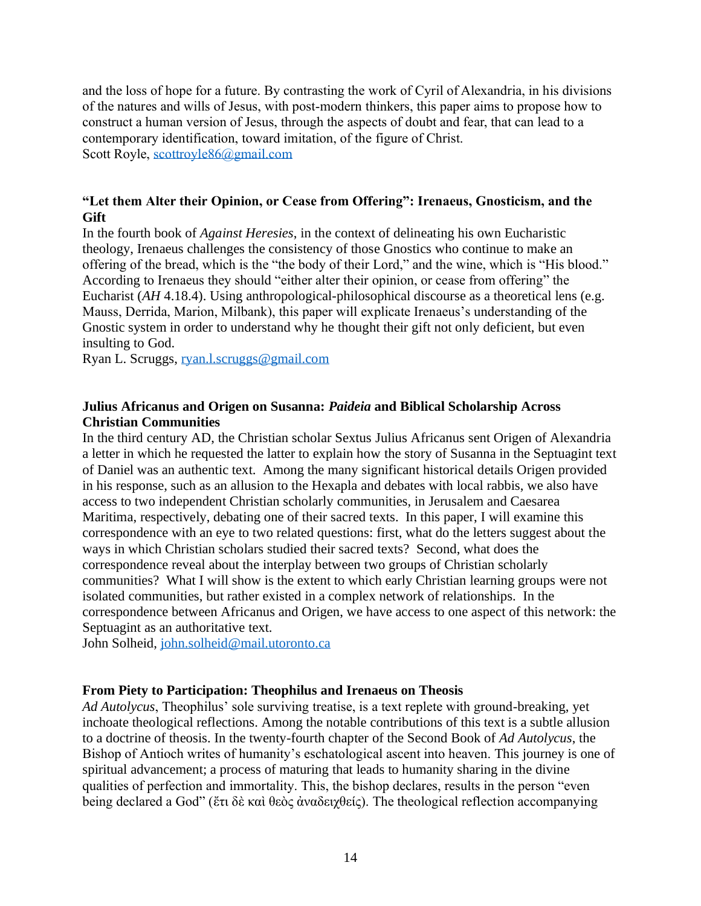and the loss of hope for a future. By contrasting the work of Cyril of Alexandria, in his divisions of the natures and wills of Jesus, with post-modern thinkers, this paper aims to propose how to construct a human version of Jesus, through the aspects of doubt and fear, that can lead to a contemporary identification, toward imitation, of the figure of Christ.
Scott Royle, scottroyle86@gmail.com

**"Let them Alter their Opinion, or Cease from Offering": Irenaeus, Gnosticism, and the Gift**

In the fourth book of *Against Heresies*, in the context of delineating his own Eucharistic theology, Irenaeus challenges the consistency of those Gnostics who continue to make an offering of the bread, which is the "the body of their Lord," and the wine, which is "His blood." According to Irenaeus they should "either alter their opinion, or cease from offering" the Eucharist (*AH* 4.18.4). Using anthropological-philosophical discourse as a theoretical lens (e.g. Mauss, Derrida, Marion, Milbank), this paper will explicate Irenaeus's understanding of the Gnostic system in order to understand why he thought their gift not only deficient, but even insulting to God.
Ryan L. Scruggs, ryan.l.scruggs@gmail.com

**Julius Africanus and Origen on Susanna: *Paideia* and Biblical Scholarship Across Christian Communities**

In the third century AD, the Christian scholar Sextus Julius Africanus sent Origen of Alexandria a letter in which he requested the latter to explain how the story of Susanna in the Septuagint text of Daniel was an authentic text. Among the many significant historical details Origen provided in his response, such as an allusion to the Hexapla and debates with local rabbis, we also have access to two independent Christian scholarly communities, in Jerusalem and Caesarea Maritima, respectively, debating one of their sacred texts. In this paper, I will examine this correspondence with an eye to two related questions: first, what do the letters suggest about the ways in which Christian scholars studied their sacred texts? Second, what does the correspondence reveal about the interplay between two groups of Christian scholarly communities? What I will show is the extent to which early Christian learning groups were not isolated communities, but rather existed in a complex network of relationships. In the correspondence between Africanus and Origen, we have access to one aspect of this network: the Septuagint as an authoritative text.
John Solheid, john.solheid@mail.utoronto.ca

**From Piety to Participation: Theophilus and Irenaeus on Theosis**

*Ad Autolycus*, Theophilus' sole surviving treatise, is a text replete with ground-breaking, yet inchoate theological reflections. Among the notable contributions of this text is a subtle allusion to a doctrine of theosis. In the twenty-fourth chapter of the Second Book of *Ad Autolycus*, the Bishop of Antioch writes of humanity's eschatological ascent into heaven. This journey is one of spiritual advancement; a process of maturing that leads to humanity sharing in the divine qualities of perfection and immortality. This, the bishop declares, results in the person "even being declared a God" (ἔτι δὲ καὶ θεὸς ἀναδειχθείς). The theological reflection accompanying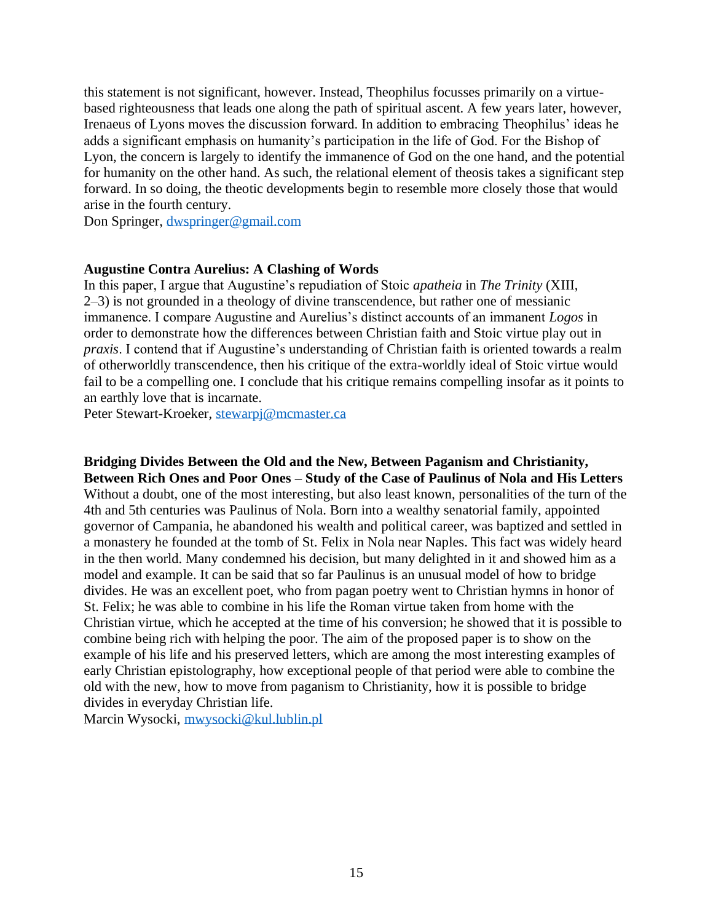this statement is not significant, however. Instead, Theophilus focusses primarily on a virtue-based righteousness that leads one along the path of spiritual ascent. A few years later, however, Irenaeus of Lyons moves the discussion forward. In addition to embracing Theophilus' ideas he adds a significant emphasis on humanity's participation in the life of God. For the Bishop of Lyon, the concern is largely to identify the immanence of God on the one hand, and the potential for humanity on the other hand. As such, the relational element of theosis takes a significant step forward. In so doing, the theotic developments begin to resemble more closely those that would arise in the fourth century.
Don Springer, dwspringer@gmail.com

**Augustine Contra Aurelius: A Clashing of Words**
In this paper, I argue that Augustine's repudiation of Stoic *apatheia* in *The Trinity* (XIII, 2–3) is not grounded in a theology of divine transcendence, but rather one of messianic immanence. I compare Augustine and Aurelius's distinct accounts of an immanent *Logos* in order to demonstrate how the differences between Christian faith and Stoic virtue play out in *praxis*. I contend that if Augustine's understanding of Christian faith is oriented towards a realm of otherworldly transcendence, then his critique of the extra-worldly ideal of Stoic virtue would fail to be a compelling one. I conclude that his critique remains compelling insofar as it points to an earthly love that is incarnate.
Peter Stewart-Kroeker, stewarpj@mcmaster.ca

**Bridging Divides Between the Old and the New, Between Paganism and Christianity, Between Rich Ones and Poor Ones – Study of the Case of Paulinus of Nola and His Letters**
Without a doubt, one of the most interesting, but also least known, personalities of the turn of the 4th and 5th centuries was Paulinus of Nola. Born into a wealthy senatorial family, appointed governor of Campania, he abandoned his wealth and political career, was baptized and settled in a monastery he founded at the tomb of St. Felix in Nola near Naples. This fact was widely heard in the then world. Many condemned his decision, but many delighted in it and showed him as a model and example. It can be said that so far Paulinus is an unusual model of how to bridge divides. He was an excellent poet, who from pagan poetry went to Christian hymns in honor of St. Felix; he was able to combine in his life the Roman virtue taken from home with the Christian virtue, which he accepted at the time of his conversion; he showed that it is possible to combine being rich with helping the poor. The aim of the proposed paper is to show on the example of his life and his preserved letters, which are among the most interesting examples of early Christian epistolography, how exceptional people of that period were able to combine the old with the new, how to move from paganism to Christianity, how it is possible to bridge divides in everyday Christian life.
Marcin Wysocki, mwysocki@kul.lublin.pl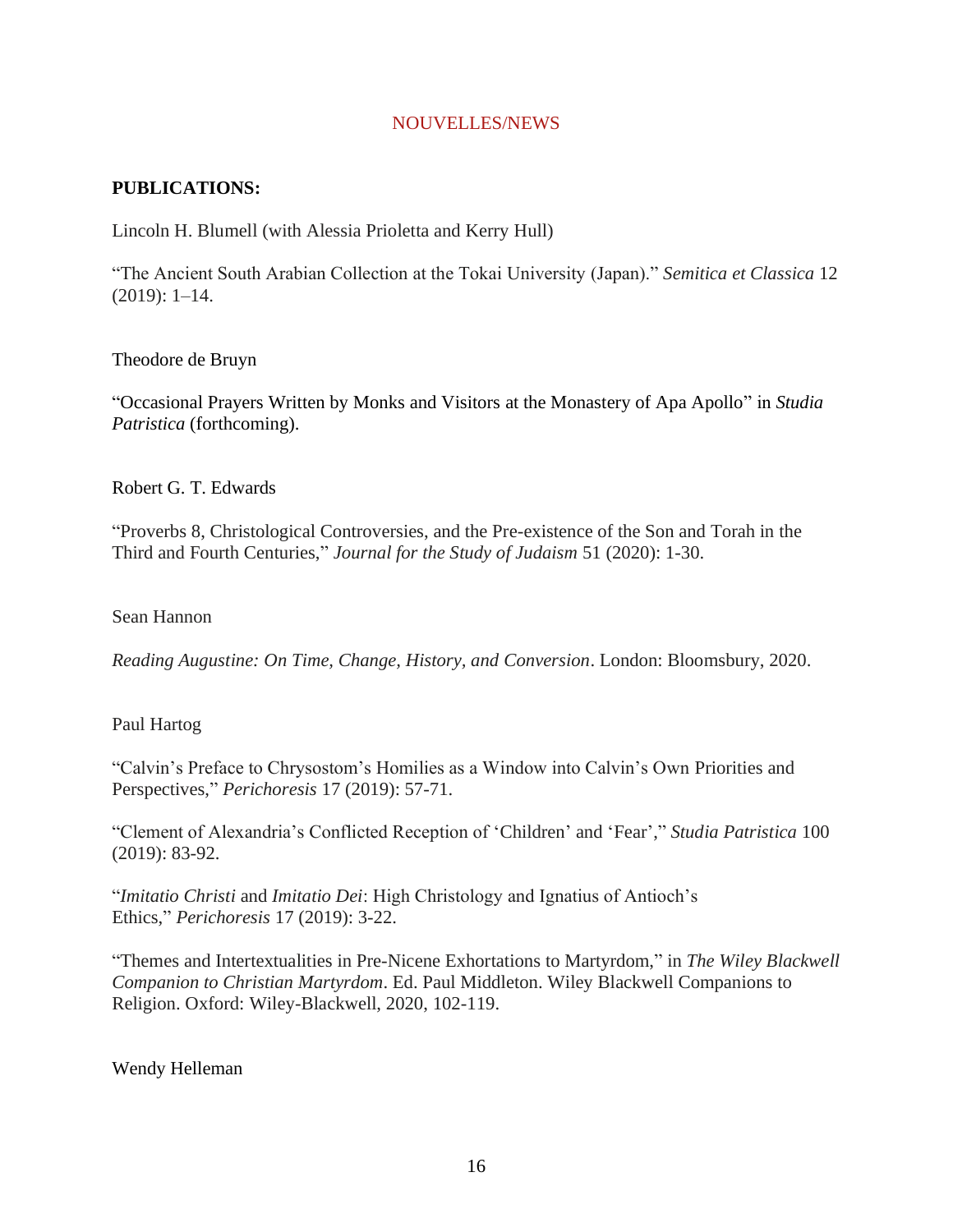## NOUVELLES/NEWS

**PUBLICATIONS:**

Lincoln H. Blumell (with Alessia Prioletta and Kerry Hull)

"The Ancient South Arabian Collection at the Tokai University (Japan)." *Semitica et Classica* 12 (2019): 1–14.

Theodore de Bruyn

"Occasional Prayers Written by Monks and Visitors at the Monastery of Apa Apollo" in *Studia Patristica* (forthcoming).

Robert G. T. Edwards

"Proverbs 8, Christological Controversies, and the Pre-existence of the Son and Torah in the Third and Fourth Centuries," *Journal for the Study of Judaism* 51 (2020): 1-30.

Sean Hannon

*Reading Augustine: On Time, Change, History, and Conversion*. London: Bloomsbury, 2020.

Paul Hartog

"Calvin's Preface to Chrysostom's Homilies as a Window into Calvin's Own Priorities and Perspectives," *Perichoresis* 17 (2019): 57-71.

"Clement of Alexandria's Conflicted Reception of 'Children' and 'Fear'," *Studia Patristica* 100 (2019): 83-92.

"*Imitatio Christi* and *Imitatio Dei*: High Christology and Ignatius of Antioch's Ethics," *Perichoresis* 17 (2019): 3-22.

"Themes and Intertextualities in Pre-Nicene Exhortations to Martyrdom," in *The Wiley Blackwell Companion to Christian Martyrdom*. Ed. Paul Middleton. Wiley Blackwell Companions to Religion. Oxford: Wiley-Blackwell, 2020, 102-119.

Wendy Helleman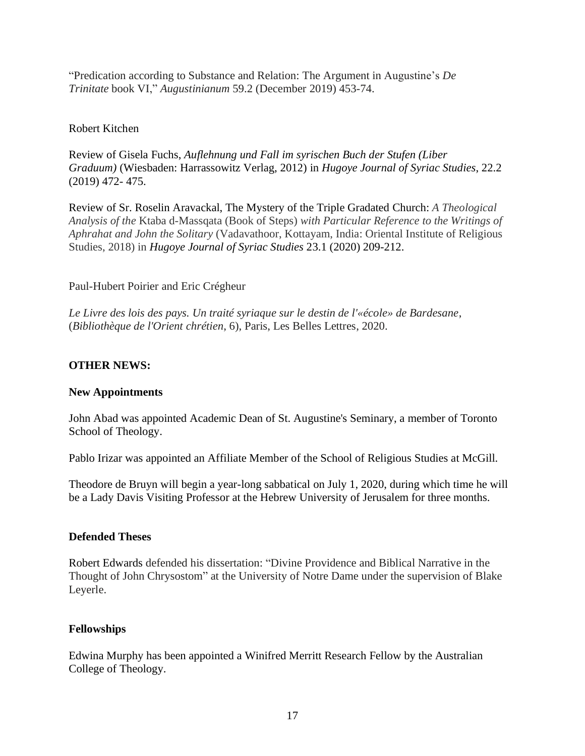"Predication according to Substance and Relation: The Argument in Augustine's *De Trinitate* book VI," *Augustinianum* 59.2 (December 2019) 453-74.

Robert Kitchen

Review of Gisela Fuchs, *Auflehnung und Fall im syrischen Buch der Stufen (Liber Graduum)* (Wiesbaden: Harrassowitz Verlag, 2012) in *Hugoye Journal of Syriac Studies*, 22.2 (2019) 472- 475.

Review of Sr. Roselin Aravackal, The Mystery of the Triple Gradated Church: *A Theological Analysis of the* Ktaba d-Massqata (Book of Steps) *with Particular Reference to the Writings of Aphrahat and John the Solitary* (Vadavathoor, Kottayam, India: Oriental Institute of Religious Studies, 2018) in ***Hugoye Journal of Syriac Studies*** 23.1 (2020) 209-212.

Paul-Hubert Poirier and Eric Crégheur

*Le Livre des lois des pays. Un traité syriaque sur le destin de l'«école» de Bardesane*, (*Bibliothèque de l'Orient chrétien*, 6), Paris, Les Belles Lettres, 2020.

## OTHER NEWS:

### New Appointments

John Abad was appointed Academic Dean of St. Augustine's Seminary, a member of Toronto School of Theology.

Pablo Irizar was appointed an Affiliate Member of the School of Religious Studies at McGill.

Theodore de Bruyn will begin a year-long sabbatical on July 1, 2020, during which time he will be a Lady Davis Visiting Professor at the Hebrew University of Jerusalem for three months.

### Defended Theses

Robert Edwards defended his dissertation: "Divine Providence and Biblical Narrative in the Thought of John Chrysostom" at the University of Notre Dame under the supervision of Blake Leyerle.

### Fellowships

Edwina Murphy has been appointed a Winifred Merritt Research Fellow by the Australian College of Theology.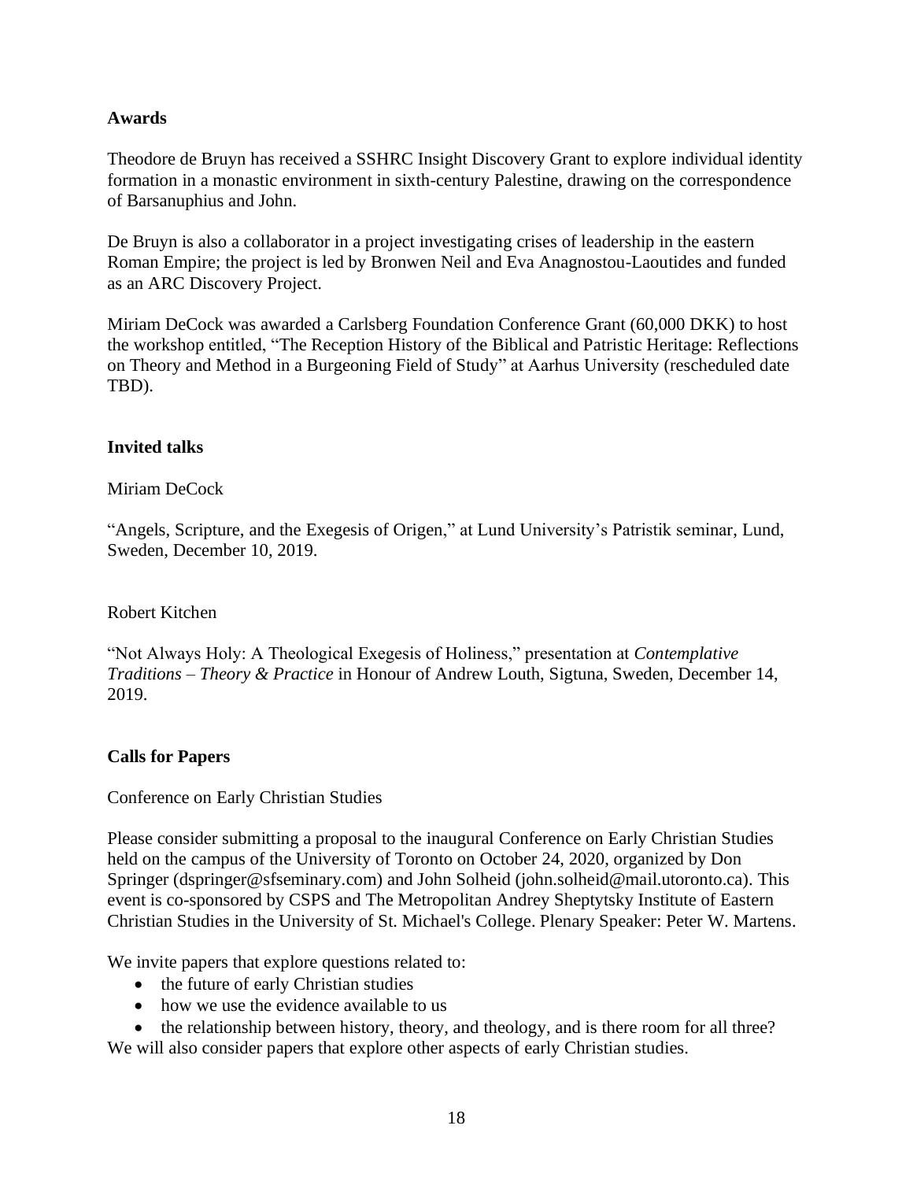**Awards**

Theodore de Bruyn has received a SSHRC Insight Discovery Grant to explore individual identity formation in a monastic environment in sixth-century Palestine, drawing on the correspondence of Barsanuphius and John.

De Bruyn is also a collaborator in a project investigating crises of leadership in the eastern Roman Empire; the project is led by Bronwen Neil and Eva Anagnostou-Laoutides and funded as an ARC Discovery Project.

Miriam DeCock was awarded a Carlsberg Foundation Conference Grant (60,000 DKK) to host the workshop entitled, "The Reception History of the Biblical and Patristic Heritage: Reflections on Theory and Method in a Burgeoning Field of Study" at Aarhus University (rescheduled date TBD).

**Invited talks**

Miriam DeCock

"Angels, Scripture, and the Exegesis of Origen," at Lund University's Patristik seminar, Lund, Sweden, December 10, 2019.

Robert Kitchen

"Not Always Holy: A Theological Exegesis of Holiness," presentation at *Contemplative Traditions – Theory & Practice* in Honour of Andrew Louth, Sigtuna, Sweden, December 14, 2019.

**Calls for Papers**

Conference on Early Christian Studies

Please consider submitting a proposal to the inaugural Conference on Early Christian Studies held on the campus of the University of Toronto on October 24, 2020, organized by Don Springer (dspringer@sfseminary.com) and John Solheid (john.solheid@mail.utoronto.ca). This event is co-sponsored by CSPS and The Metropolitan Andrey Sheptytsky Institute of Eastern Christian Studies in the University of St. Michael's College. Plenary Speaker: Peter W. Martens.

We invite papers that explore questions related to:

- the future of early Christian studies
- how we use the evidence available to us
- the relationship between history, theory, and theology, and is there room for all three?

We will also consider papers that explore other aspects of early Christian studies.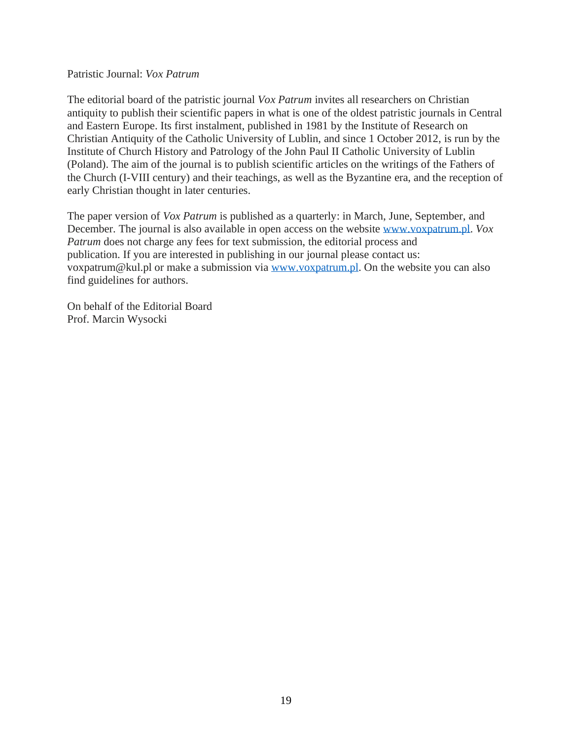Patristic Journal: *Vox Patrum*

The editorial board of the patristic journal *Vox Patrum* invites all researchers on Christian antiquity to publish their scientific papers in what is one of the oldest patristic journals in Central and Eastern Europe. Its first instalment, published in 1981 by the Institute of Research on Christian Antiquity of the Catholic University of Lublin, and since 1 October 2012, is run by the Institute of Church History and Patrology of the John Paul II Catholic University of Lublin (Poland). The aim of the journal is to publish scientific articles on the writings of the Fathers of the Church (I-VIII century) and their teachings, as well as the Byzantine era, and the reception of early Christian thought in later centuries.

The paper version of *Vox Patrum* is published as a quarterly: in March, June, September, and December. The journal is also available in open access on the website [www.voxpatrum.pl](http://www.voxpatrum.pl). *Vox Patrum* does not charge any fees for text submission, the editorial process and publication. If you are interested in publishing in our journal please contact us: voxpatrum@kul.pl or make a submission via [www.voxpatrum.pl](http://www.voxpatrum.pl). On the website you can also find guidelines for authors.

On behalf of the Editorial Board
Prof. Marcin Wysocki